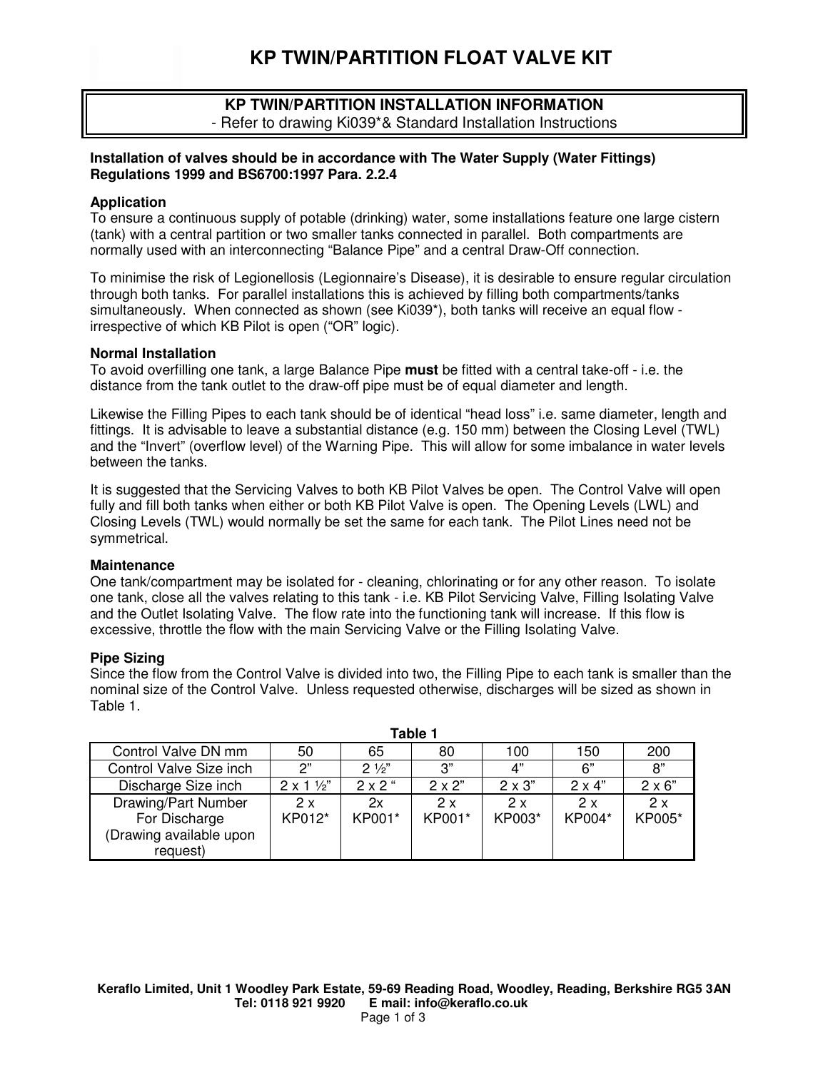# KP TWIN/PARTITION FLOAT VALVE KIT

## KP TWIN/PARTITION INSTALLATION INFORMATION

- Refer to drawing Ki039*& Standard Installation Instructions

**Installation of valves should be in accordance with The Water Supply (Water Fittings) Regulations 1999 and BS6700:1997 Para. 2.2.4**

### Application

To ensure a continuous supply of potable (drinking) water, some installations feature one large cistern (tank) with a central partition or two smaller tanks connected in parallel. Both compartments are normally used with an interconnecting "Balance Pipe" and a central Draw-Off connection.

To minimise the risk of Legionellosis (Legionnaire's Disease), it is desirable to ensure regular circulation through both tanks. For parallel installations this is achieved by filling both compartments/tanks simultaneously. When connected as shown (see Ki039*), both tanks will receive an equal flow - irrespective of which KB Pilot is open ("OR" logic).

### Normal Installation

To avoid overfilling one tank, a large Balance Pipe **must** be fitted with a central take-off - i.e. the distance from the tank outlet to the draw-off pipe must be of equal diameter and length.

Likewise the Filling Pipes to each tank should be of identical "head loss" i.e. same diameter, length and fittings. It is advisable to leave a substantial distance (e.g. 150 mm) between the Closing Level (TWL) and the "Invert" (overflow level) of the Warning Pipe. This will allow for some imbalance in water levels between the tanks.

It is suggested that the Servicing Valves to both KB Pilot Valves be open. The Control Valve will open fully and fill both tanks when either or both KB Pilot Valve is open. The Opening Levels (LWL) and Closing Levels (TWL) would normally be set the same for each tank. The Pilot Lines need not be symmetrical.

### Maintenance

One tank/compartment may be isolated for - cleaning, chlorinating or for any other reason. To isolate one tank, close all the valves relating to this tank - i.e. KB Pilot Servicing Valve, Filling Isolating Valve and the Outlet Isolating Valve. The flow rate into the functioning tank will increase. If this flow is excessive, throttle the flow with the main Servicing Valve or the Filling Isolating Valve.

### Pipe Sizing

Since the flow from the Control Valve is divided into two, the Filling Pipe to each tank is smaller than the nominal size of the Control Valve. Unless requested otherwise, discharges will be sized as shown in Table 1.

**Table 1**

| Control Valve DN mm | 50 | 65 | 80 | 100 | 150 | 200 |
|---|---|---|---|---|---|---|
| Control Valve Size inch | 2" | 2 ½" | 3" | 4" | 6" | 8" |
| Discharge Size inch | 2 x 1 ½" | 2 x 2 " | 2 x 2" | 2 x 3" | 2 x 4" | 2 x 6" |
| Drawing/Part Number For Discharge (Drawing available upon request) | 2 x KP012* | 2x KP001* | 2 x KP001* | 2 x KP003* | 2 x KP004* | 2 x KP005* |

**Keraflo Limited, Unit 1 Woodley Park Estate, 59-69 Reading Road, Woodley, Reading, Berkshire RG5 3AN**
**Tel: 0118 921 9920 E mail: info@keraflo.co.uk**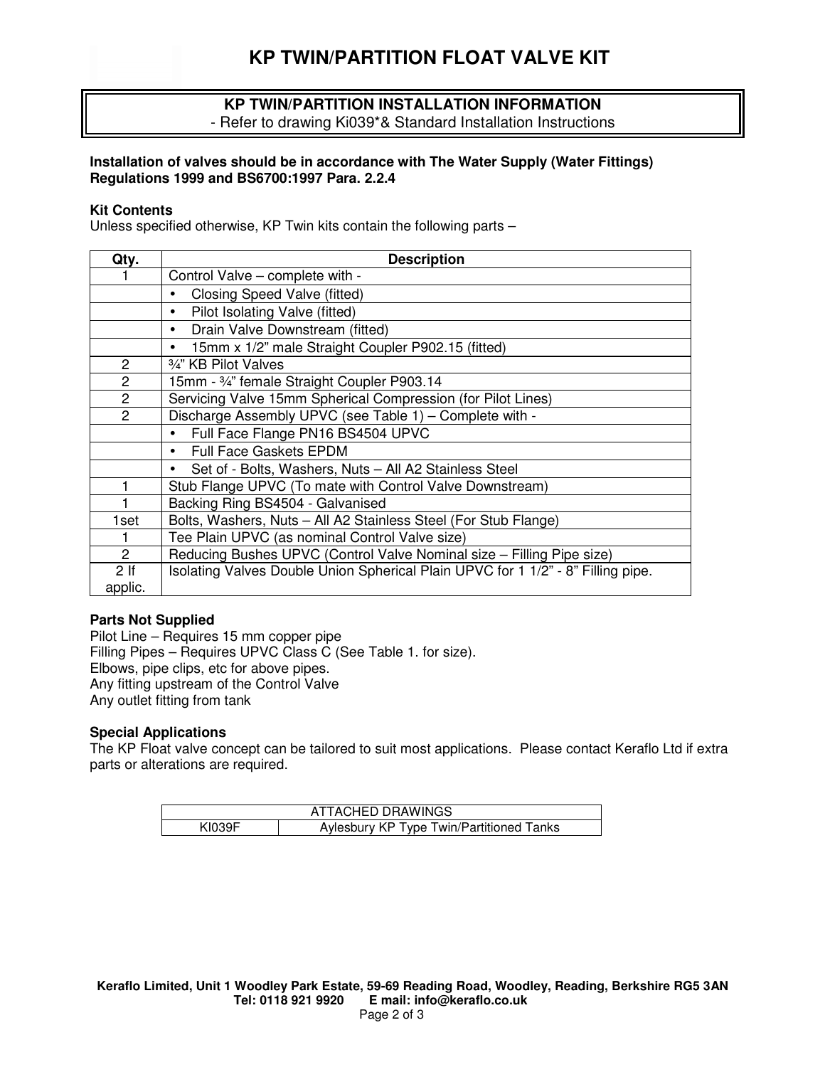# KP TWIN/PARTITION FLOAT VALVE KIT

## KP TWIN/PARTITION INSTALLATION INFORMATION

- Refer to drawing Ki039*& Standard Installation Instructions

**Installation of valves should be in accordance with The Water Supply (Water Fittings) Regulations 1999 and BS6700:1997 Para. 2.2.4**

**Kit Contents**

Unless specified otherwise, KP Twin kits contain the following parts –

| Qty. | Description |
|---|---|
| 1 | Control Valve – complete with - |
| | • Closing Speed Valve (fitted) |
| | • Pilot Isolating Valve (fitted) |
| | • Drain Valve Downstream (fitted) |
| | • 15mm x 1/2" male Straight Coupler P902.15 (fitted) |
| 2 | ¾" KB Pilot Valves |
| 2 | 15mm - ¾" female Straight Coupler P903.14 |
| 2 | Servicing Valve 15mm Spherical Compression (for Pilot Lines) |
| 2 | Discharge Assembly UPVC (see Table 1) – Complete with - |
| | • Full Face Flange PN16 BS4504 UPVC |
| | • Full Face Gaskets EPDM |
| | • Set of - Bolts, Washers, Nuts – All A2 Stainless Steel |
| 1 | Stub Flange UPVC (To mate with Control Valve Downstream) |
| 1 | Backing Ring BS4504 - Galvanised |
| 1set | Bolts, Washers, Nuts – All A2 Stainless Steel (For Stub Flange) |
| 1 | Tee Plain UPVC (as nominal Control Valve size) |
| 2 | Reducing Bushes UPVC (Control Valve Nominal size – Filling Pipe size) |
| 2 If applic. | Isolating Valves Double Union Spherical Plain UPVC for 1 1/2" - 8" Filling pipe. |

**Parts Not Supplied**

Pilot Line – Requires 15 mm copper pipe
Filling Pipes – Requires UPVC Class C (See Table 1. for size).
Elbows, pipe clips, etc for above pipes.
Any fitting upstream of the Control Valve
Any outlet fitting from tank

**Special Applications**

The KP Float valve concept can be tailored to suit most applications. Please contact Keraflo Ltd if extra parts or alterations are required.

| ATTACHED DRAWINGS | |
|---|---|
| KI039F | Aylesbury KP Type Twin/Partitioned Tanks |

**Keraflo Limited, Unit 1 Woodley Park Estate, 59-69 Reading Road, Woodley, Reading, Berkshire RG5 3AN**
**Tel: 0118 921 9920 E mail: info@keraflo.co.uk**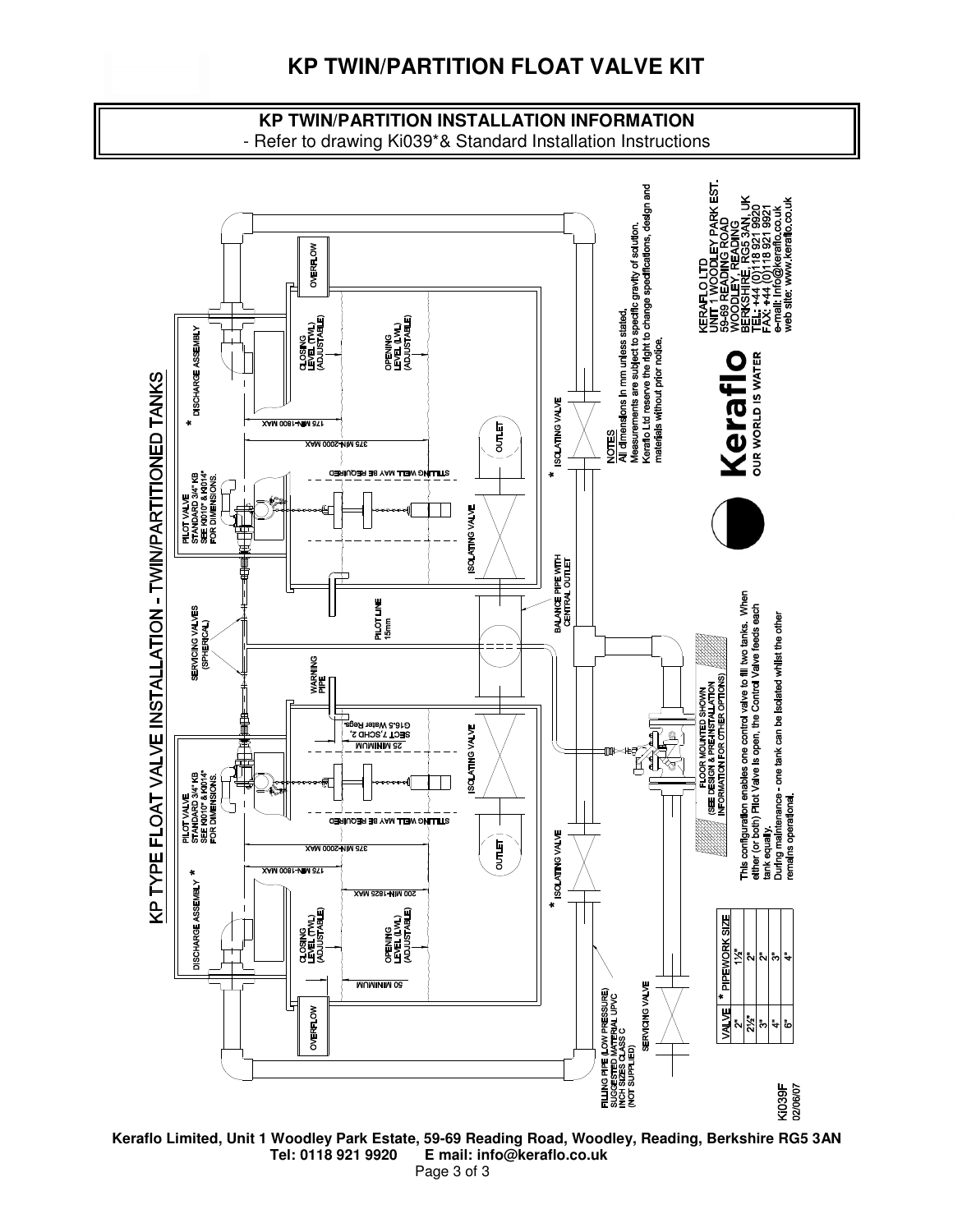# KP TWIN/PARTITION FLOAT VALVE KIT

## KP TWIN/PARTITION INSTALLATION INFORMATION

- Refer to drawing Ki039*& Standard Installation Instructions

KP TYPE FLOAT VALVE INSTALLATION - TWIN/PARTITIONED TANKS

OVERFLOW

DISCHARGE ASSEMBLY *

CLOSING LEVEL (TWL) (ADJUSTABLE)

OPENING LEVEL (LWL) (ADJUSTABLE)

50 MINIMUM

175 MIN-1800 MAX

375 MIN-2000 MAX

200 MIN-1825 MAX

PILOT VALVE STANDARD 3/4" KB SEE Ki010* & Ki014* FOR DIMENSIONS.

STILLING WELL MAY BE REQUIRED

OUTLET

ISOLATING VALVE

* ISOLATING VALVE

25 MINIMUM SECT 7, SCHD 2, G16.5 Water Regs.

WARNING PIPE

SERVICING VALVES (SPHERICAL)

PILOT LINE 15mm

BALANCE PIPE WITH CENTRAL OUTLET

FLOOR MOUNTED SHOWN (SEE DESIGN & PREINSTALLATION INFORMATION FOR OTHER OPTIONS)

FILLING PIPE (LOW PRESSURE) SUGGESTED MATERIAL UPVC INCH SIZES CLASS C (NOT SUPPLIED)

SERVICING VALVE

| VALVE | * PIPEWORK SIZE |
|---|---|
| 2" | 1½" |
| 2½" | 2" |
| 3" | 2" |
| 4" | 3" |
| 6" | 4" |

This configuration enables one control valve to fill two tanks. When either (or both) Pilot Valve is open, the Control Valve feeds each tank equally.
During maintenance - one tank can be isolated whilst the other remains operational.

NOTES
All dimensions in mm unless stated.
Measurements are subject to specific gravity of solution.
Keraflo Ltd reserve the right to change specifications, design and materials without prior notice.

Keraflo
OUR WORLD IS WATER

KERAFLO LTD
UNIT 1 WOODLEY PARK EST.
59-69 READING ROAD
WOODLEY, READING
BERKSHIRE, RG5 3AN, UK
TEL: +44 (0)118 921 9920
FAX: +44 (0)118 921 9921
e-mail: info@keraflo.co.uk
web site: www.keraflo.co.uk

Ki039F
02/06/07

Keraflo Limited, Unit 1 Woodley Park Estate, 59-69 Reading Road, Woodley, Reading, Berkshire RG5 3AN
Tel: 0118 921 9920 E mail: info@keraflo.co.uk